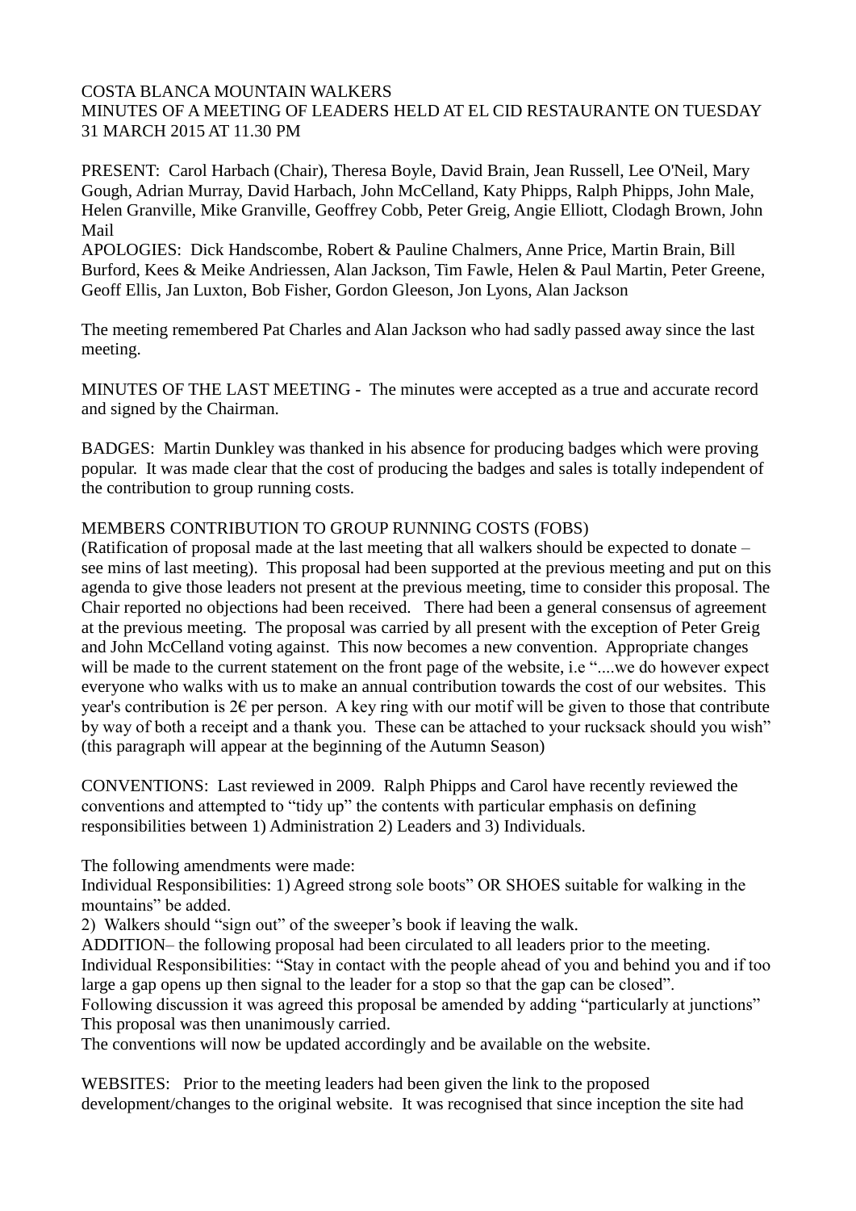COSTA BLANCA MOUNTAIN WALKERS
MINUTES OF A MEETING OF LEADERS HELD AT EL CID RESTAURANTE ON TUESDAY 31 MARCH 2015 AT 11.30 PM

PRESENT: Carol Harbach (Chair), Theresa Boyle, David Brain, Jean Russell, Lee O'Neil, Mary Gough, Adrian Murray, David Harbach, John McCelland, Katy Phipps, Ralph Phipps, John Male, Helen Granville, Mike Granville, Geoffrey Cobb, Peter Greig, Angie Elliott, Clodagh Brown, John Mail
APOLOGIES: Dick Handscombe, Robert & Pauline Chalmers, Anne Price, Martin Brain, Bill Burford, Kees & Meike Andriessen, Alan Jackson, Tim Fawle, Helen & Paul Martin, Peter Greene, Geoff Ellis, Jan Luxton, Bob Fisher, Gordon Gleeson, Jon Lyons, Alan Jackson

The meeting remembered Pat Charles and Alan Jackson who had sadly passed away since the last meeting.

MINUTES OF THE LAST MEETING - The minutes were accepted as a true and accurate record and signed by the Chairman.

BADGES: Martin Dunkley was thanked in his absence for producing badges which were proving popular. It was made clear that the cost of producing the badges and sales is totally independent of the contribution to group running costs.

MEMBERS CONTRIBUTION TO GROUP RUNNING COSTS (FOBS)
(Ratification of proposal made at the last meeting that all walkers should be expected to donate – see mins of last meeting). This proposal had been supported at the previous meeting and put on this agenda to give those leaders not present at the previous meeting, time to consider this proposal. The Chair reported no objections had been received. There had been a general consensus of agreement at the previous meeting. The proposal was carried by all present with the exception of Peter Greig and John McCelland voting against. This now becomes a new convention. Appropriate changes will be made to the current statement on the front page of the website, i.e "....we do however expect everyone who walks with us to make an annual contribution towards the cost of our websites. This year's contribution is 2€ per person. A key ring with our motif will be given to those that contribute by way of both a receipt and a thank you. These can be attached to your rucksack should you wish" (this paragraph will appear at the beginning of the Autumn Season)

CONVENTIONS: Last reviewed in 2009. Ralph Phipps and Carol have recently reviewed the conventions and attempted to "tidy up" the contents with particular emphasis on defining responsibilities between 1) Administration 2) Leaders and 3) Individuals.

The following amendments were made:
Individual Responsibilities: 1) Agreed strong sole boots" OR SHOES suitable for walking in the mountains" be added.
2) Walkers should "sign out" of the sweeper's book if leaving the walk.
ADDITION– the following proposal had been circulated to all leaders prior to the meeting.
Individual Responsibilities: "Stay in contact with the people ahead of you and behind you and if too large a gap opens up then signal to the leader for a stop so that the gap can be closed".
Following discussion it was agreed this proposal be amended by adding "particularly at junctions"
This proposal was then unanimously carried.
The conventions will now be updated accordingly and be available on the website.

WEBSITES: Prior to the meeting leaders had been given the link to the proposed development/changes to the original website. It was recognised that since inception the site had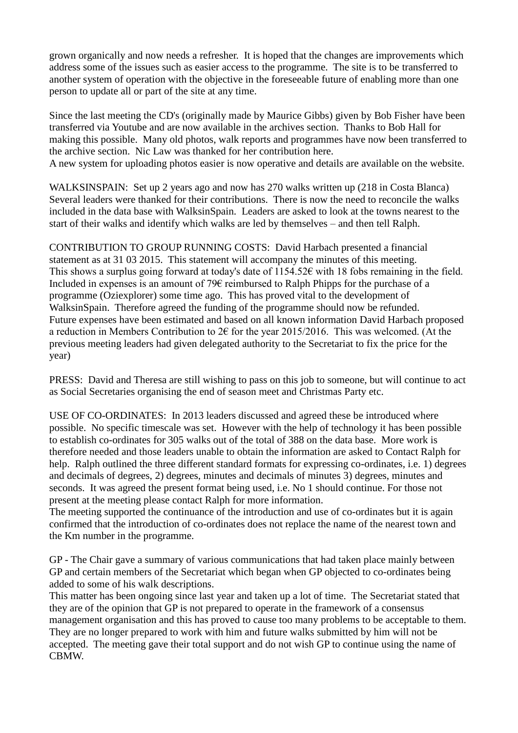grown organically and now needs a refresher. It is hoped that the changes are improvements which address some of the issues such as easier access to the programme. The site is to be transferred to another system of operation with the objective in the foreseeable future of enabling more than one person to update all or part of the site at any time.

Since the last meeting the CD's (originally made by Maurice Gibbs) given by Bob Fisher have been transferred via Youtube and are now available in the archives section. Thanks to Bob Hall for making this possible. Many old photos, walk reports and programmes have now been transferred to the archive section. Nic Law was thanked for her contribution here.
A new system for uploading photos easier is now operative and details are available on the website.

WALKSINSPAIN: Set up 2 years ago and now has 270 walks written up (218 in Costa Blanca) Several leaders were thanked for their contributions. There is now the need to reconcile the walks included in the data base with WalksinSpain. Leaders are asked to look at the towns nearest to the start of their walks and identify which walks are led by themselves – and then tell Ralph.

CONTRIBUTION TO GROUP RUNNING COSTS: David Harbach presented a financial statement as at 31 03 2015. This statement will accompany the minutes of this meeting.
This shows a surplus going forward at today's date of 1154.52€ with 18 fobs remaining in the field. Included in expenses is an amount of 79€ reimbursed to Ralph Phipps for the purchase of a programme (Oziexplorer) some time ago. This has proved vital to the development of WalksinSpain. Therefore agreed the funding of the programme should now be refunded.
Future expenses have been estimated and based on all known information David Harbach proposed a reduction in Members Contribution to 2€ for the year 2015/2016. This was welcomed. (At the previous meeting leaders had given delegated authority to the Secretariat to fix the price for the year)

PRESS: David and Theresa are still wishing to pass on this job to someone, but will continue to act as Social Secretaries organising the end of season meet and Christmas Party etc.

USE OF CO-ORDINATES: In 2013 leaders discussed and agreed these be introduced where possible. No specific timescale was set. However with the help of technology it has been possible to establish co-ordinates for 305 walks out of the total of 388 on the data base. More work is therefore needed and those leaders unable to obtain the information are asked to Contact Ralph for help. Ralph outlined the three different standard formats for expressing co-ordinates, i.e. 1) degrees and decimals of degrees, 2) degrees, minutes and decimals of minutes 3) degrees, minutes and seconds. It was agreed the present format being used, i.e. No 1 should continue. For those not present at the meeting please contact Ralph for more information.
The meeting supported the continuance of the introduction and use of co-ordinates but it is again confirmed that the introduction of co-ordinates does not replace the name of the nearest town and the Km number in the programme.

GP - The Chair gave a summary of various communications that had taken place mainly between GP and certain members of the Secretariat which began when GP objected to co-ordinates being added to some of his walk descriptions.
This matter has been ongoing since last year and taken up a lot of time. The Secretariat stated that they are of the opinion that GP is not prepared to operate in the framework of a consensus management organisation and this has proved to cause too many problems to be acceptable to them. They are no longer prepared to work with him and future walks submitted by him will not be accepted. The meeting gave their total support and do not wish GP to continue using the name of CBMW.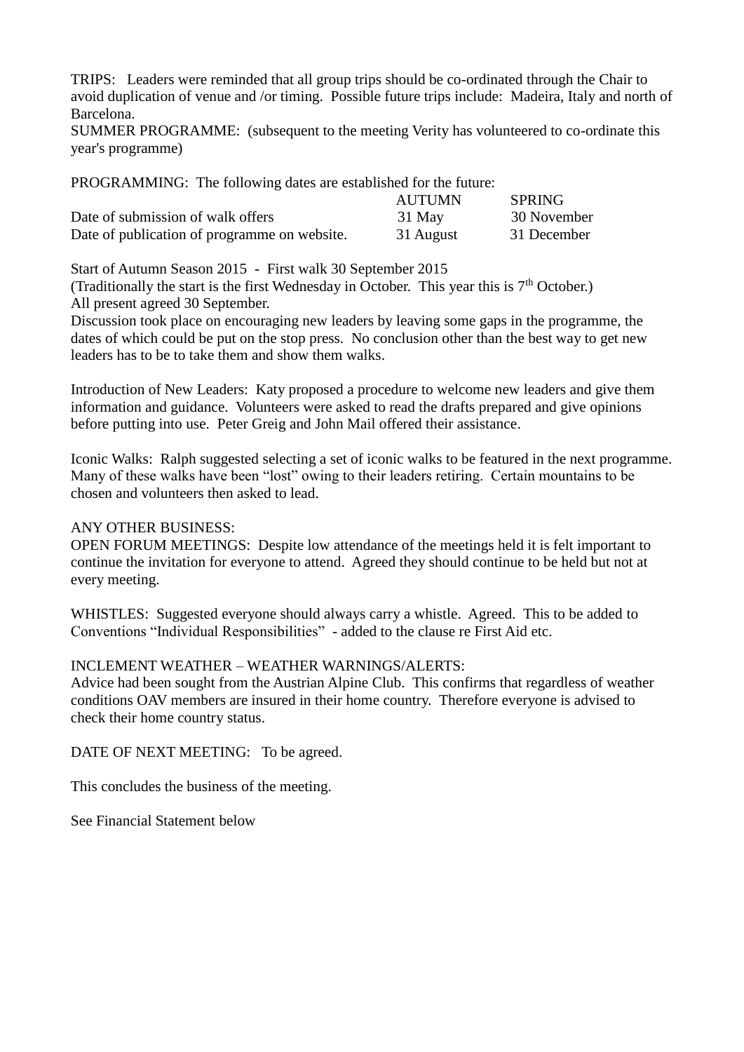TRIPS: Leaders were reminded that all group trips should be co-ordinated through the Chair to avoid duplication of venue and /or timing. Possible future trips include: Madeira, Italy and north of Barcelona.

SUMMER PROGRAMME: (subsequent to the meeting Verity has volunteered to co-ordinate this year's programme)

PROGRAMMING: The following dates are established for the future:

| | AUTUMN | SPRING |
|---|---|---|
| Date of submission of walk offers | 31 May | 30 November |
| Date of publication of programme on website. | 31 August | 31 December |

Start of Autumn Season 2015 - First walk 30 September 2015

(Traditionally the start is the first Wednesday in October. This year this is 7th October.)

All present agreed 30 September.

Discussion took place on encouraging new leaders by leaving some gaps in the programme, the dates of which could be put on the stop press. No conclusion other than the best way to get new leaders has to be to take them and show them walks.

Introduction of New Leaders: Katy proposed a procedure to welcome new leaders and give them information and guidance. Volunteers were asked to read the drafts prepared and give opinions before putting into use. Peter Greig and John Mail offered their assistance.

Iconic Walks: Ralph suggested selecting a set of iconic walks to be featured in the next programme. Many of these walks have been "lost" owing to their leaders retiring. Certain mountains to be chosen and volunteers then asked to lead.

ANY OTHER BUSINESS:

OPEN FORUM MEETINGS: Despite low attendance of the meetings held it is felt important to continue the invitation for everyone to attend. Agreed they should continue to be held but not at every meeting.

WHISTLES: Suggested everyone should always carry a whistle. Agreed. This to be added to Conventions "Individual Responsibilities" - added to the clause re First Aid etc.

INCLEMENT WEATHER – WEATHER WARNINGS/ALERTS:

Advice had been sought from the Austrian Alpine Club. This confirms that regardless of weather conditions OAV members are insured in their home country. Therefore everyone is advised to check their home country status.

DATE OF NEXT MEETING: To be agreed.

This concludes the business of the meeting.

See Financial Statement below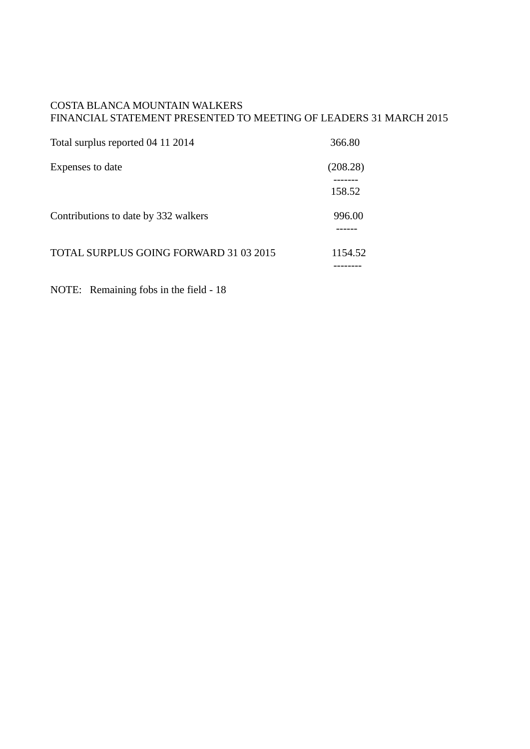COSTA BLANCA MOUNTAIN WALKERS
FINANCIAL STATEMENT PRESENTED TO MEETING OF LEADERS 31 MARCH 2015

| | |
|---|---|
| Total surplus reported 04 11 2014 | 366.80 |
| Expenses to date | (208.28) |
| | ------- |
| | 158.52 |
| Contributions to date by 332 walkers | 996.00 |
| | ------ |
| TOTAL SURPLUS GOING FORWARD 31 03 2015 | 1154.52 |
| | -------- |

NOTE: Remaining fobs in the field - 18